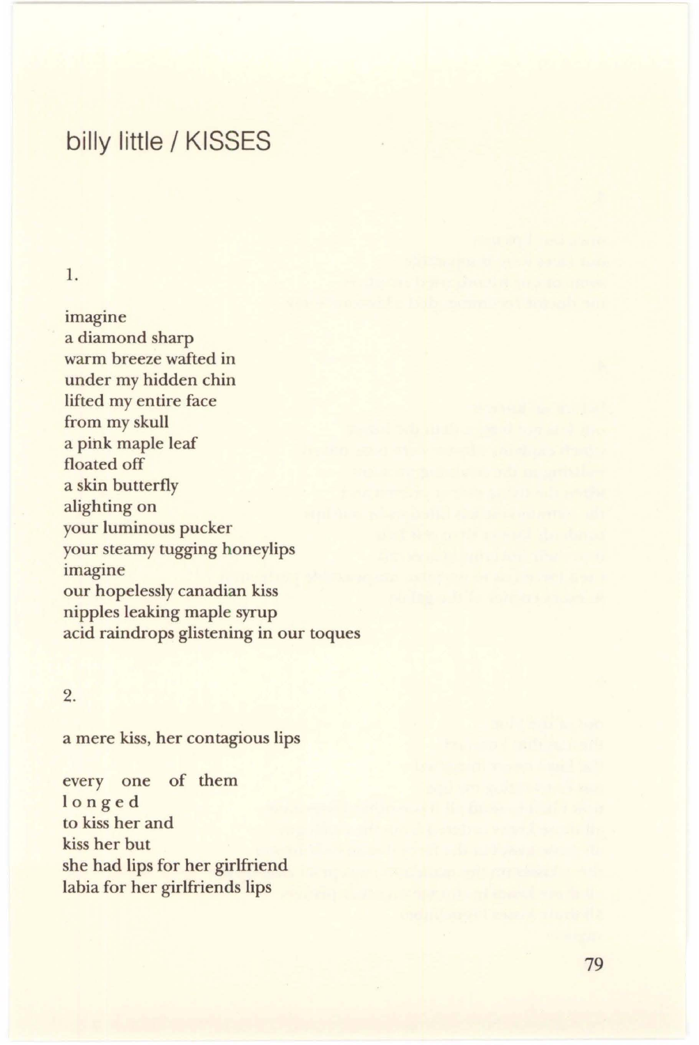## billy little / KISSES

1.

imagine  
a diamond sharp  
warm breeze wafted in  
under my hidden chin  
lifted my entire face  
from my skull  
a pink maple leaf  
floated off  
a skin butterfly  
alighting on  
your luminous pucker  
your steamy tugging honeylips  
imagine  
our hopelessly canadian kiss  
nipples leaking maple syrup  
acid raindrops glistening in our toques

2.

a mere kiss, her contagious lips

every   one   of  them  
l o n g e d  
to kiss her and  
kiss her but  
she had lips for her girlfriend  
labia for her girlfriends lips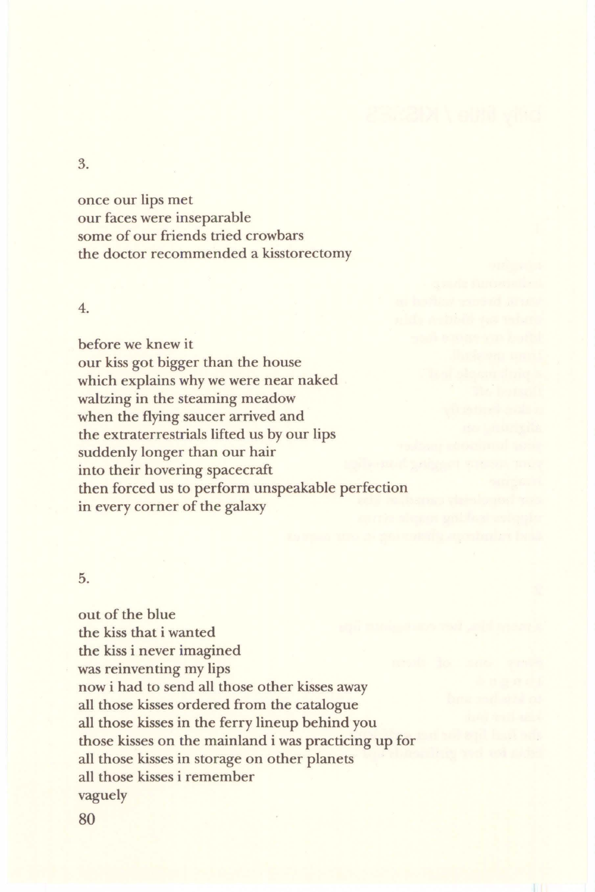3.

once our lips met  
our faces were inseparable  
some of our friends tried crowbars  
the doctor recommended a kisstorectomy

4.

before we knew it  
our kiss got bigger than the house  
which explains why we were near naked  
waltzing in the steaming meadow  
when the flying saucer arrived and  
the extraterrestrials lifted us by our lips  
suddenly longer than our hair  
into their hovering spacecraft  
then forced us to perform unspeakable perfection  
in every corner of the galaxy

5.

out of the blue  
the kiss that i wanted  
the kiss i never imagined  
was reinventing my lips  
now i had to send all those other kisses away  
all those kisses ordered from the catalogue  
all those kisses in the ferry lineup behind you  
those kisses on the mainland i was practicing up for  
all those kisses in storage on other planets  
all those kisses i remember  
vaguely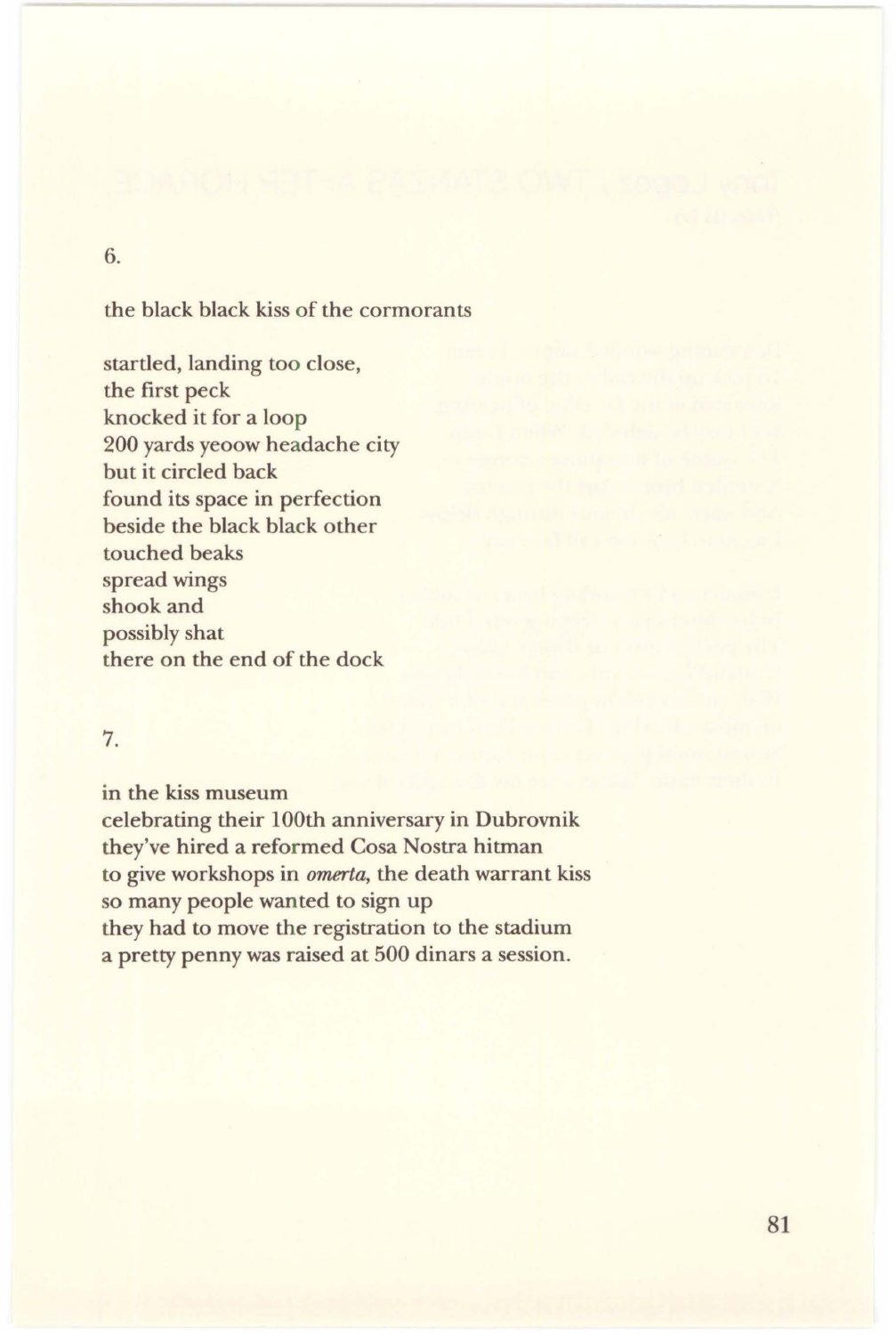6.

the black black kiss of the cormorants

startled, landing too close,
the first peck
knocked it for a loop
200 yards yeoow headache city
but it circled back
found its space in perfection
beside the black black other
touched beaks
spread wings
shook and
possibly shat
there on the end of the dock

7.

in the kiss museum
celebrating their 100th anniversary in Dubrovnik
they've hired a reformed Cosa Nostra hitman
to give workshops in *omerta*, the death warrant kiss
so many people wanted to sign up
they had to move the registration to the stadium
a pretty penny was raised at 500 dinars a session.